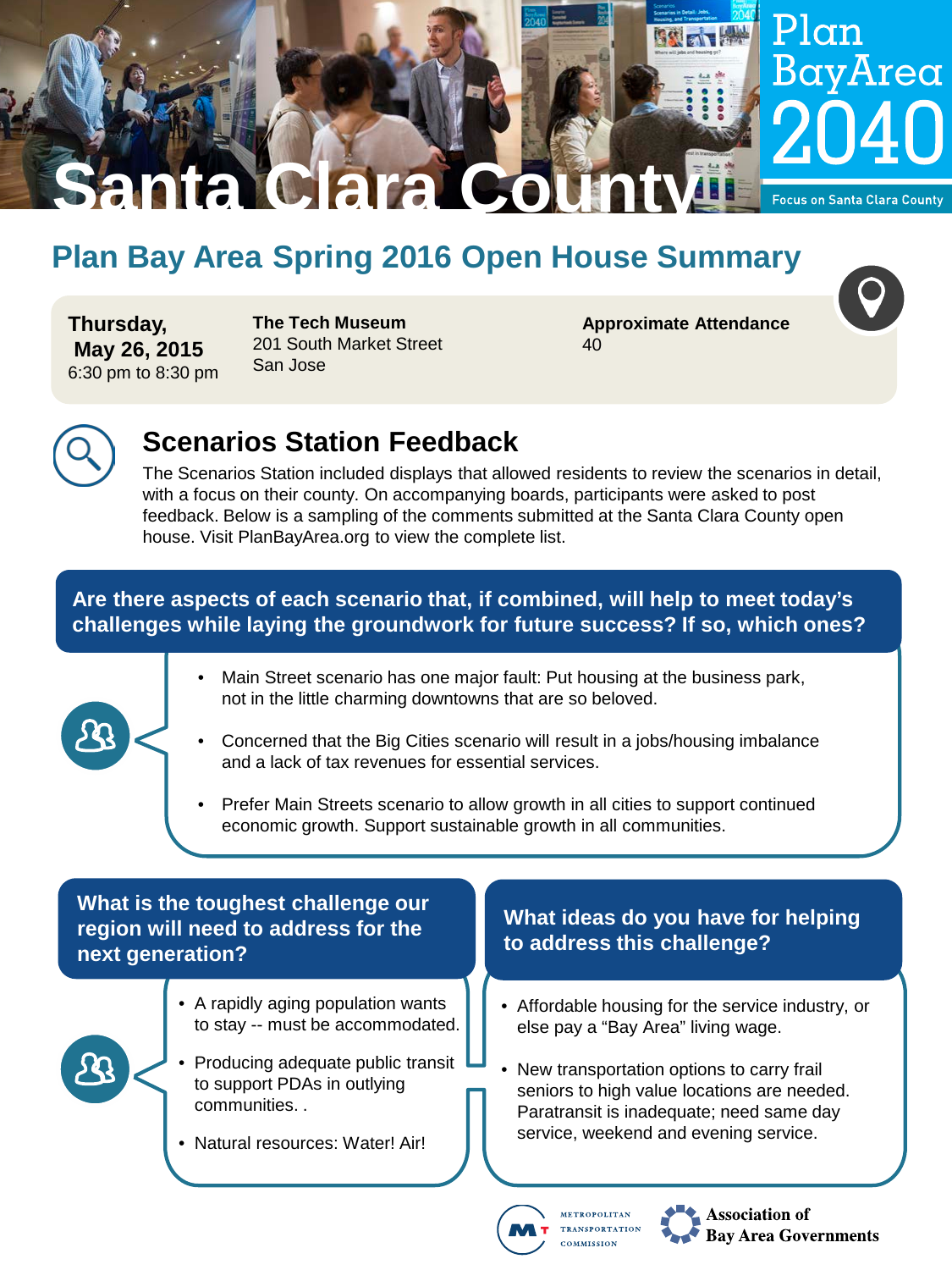# Santa Clara County

Plan Bay Area 2040

Focus on Santa Clara County

## Plan Bay Area Spring 2016 Open House Summary

**Thursday, May 26, 2015**
6:30 pm to 8:30 pm

**The Tech Museum**
201 South Market Street
San Jose

**Approximate Attendance**
40

## Scenarios Station Feedback

The Scenarios Station included displays that allowed residents to review the scenarios in detail, with a focus on their county. On accompanying boards, participants were asked to post feedback. Below is a sampling of the comments submitted at the Santa Clara County open house. Visit PlanBayArea.org to view the complete list.

### Are there aspects of each scenario that, if combined, will help to meet today's challenges while laying the groundwork for future success? If so, which ones?

- Main Street scenario has one major fault: Put housing at the business park, not in the little charming downtowns that are so beloved.
- Concerned that the Big Cities scenario will result in a jobs/housing imbalance and a lack of tax revenues for essential services.
- Prefer Main Streets scenario to allow growth in all cities to support continued economic growth. Support sustainable growth in all communities.

### What is the toughest challenge our region will need to address for the next generation?

- A rapidly aging population wants to stay -- must be accommodated.
- Producing adequate public transit to support PDAs in outlying communities. .
- Natural resources: Water! Air!

### What ideas do you have for helping to address this challenge?

- Affordable housing for the service industry, or else pay a "Bay Area" living wage.
- New transportation options to carry frail seniors to high value locations are needed. Paratransit is inadequate; need same day service, weekend and evening service.

Metropolitan Transportation Commission

Association of Bay Area Governments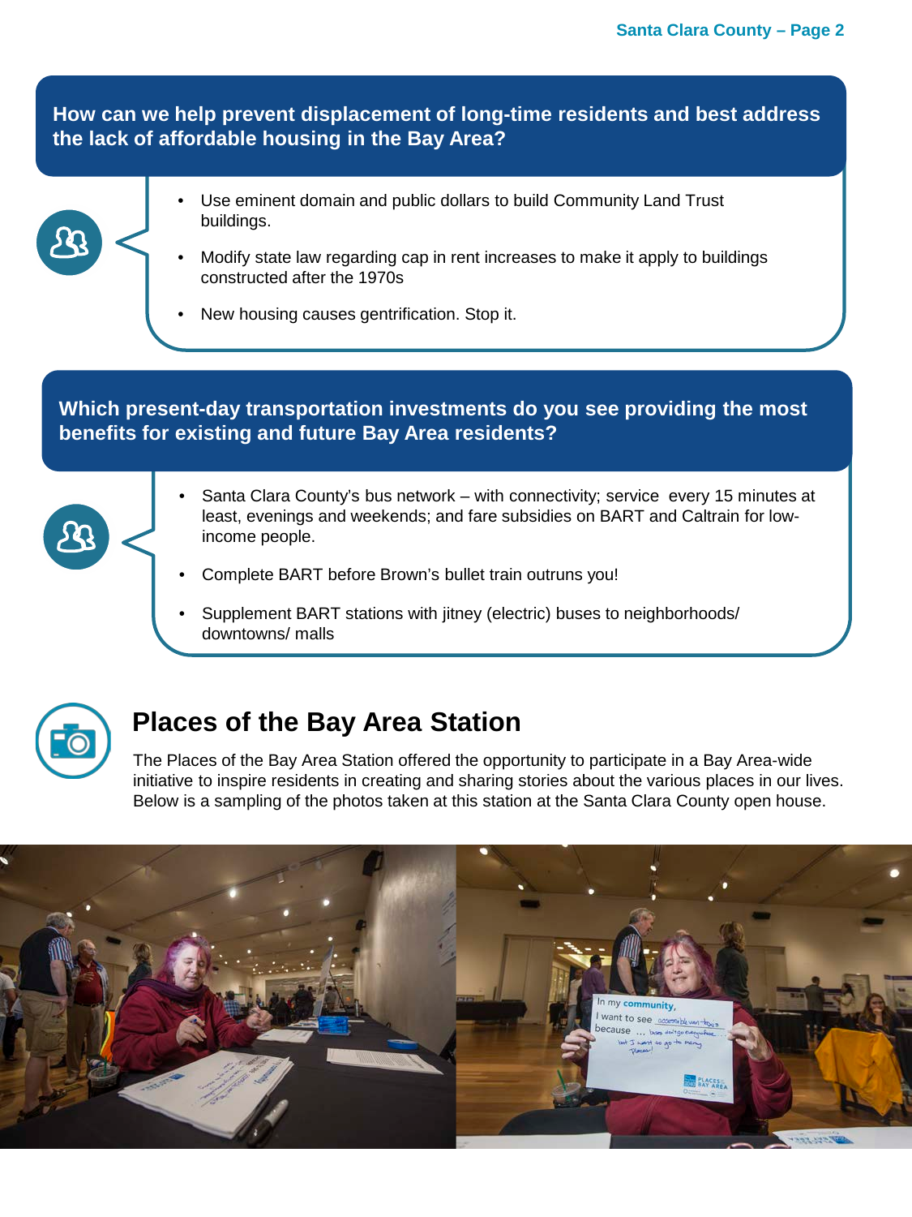## How can we help prevent displacement of long-time residents and best address the lack of affordable housing in the Bay Area?

- Use eminent domain and public dollars to build Community Land Trust buildings.
- Modify state law regarding cap in rent increases to make it apply to buildings constructed after the 1970s
- New housing causes gentrification. Stop it.

## Which present-day transportation investments do you see providing the most benefits for existing and future Bay Area residents?

- Santa Clara County's bus network – with connectivity; service every 15 minutes at least, evenings and weekends; and fare subsidies on BART and Caltrain for low-income people.
- Complete BART before Brown's bullet train outruns you!
- Supplement BART stations with jitney (electric) buses to neighborhoods/ downtowns/ malls

## Places of the Bay Area Station

The Places of the Bay Area Station offered the opportunity to participate in a Bay Area-wide initiative to inspire residents in creating and sharing stories about the various places in our lives. Below is a sampling of the photos taken at this station at the Santa Clara County open house.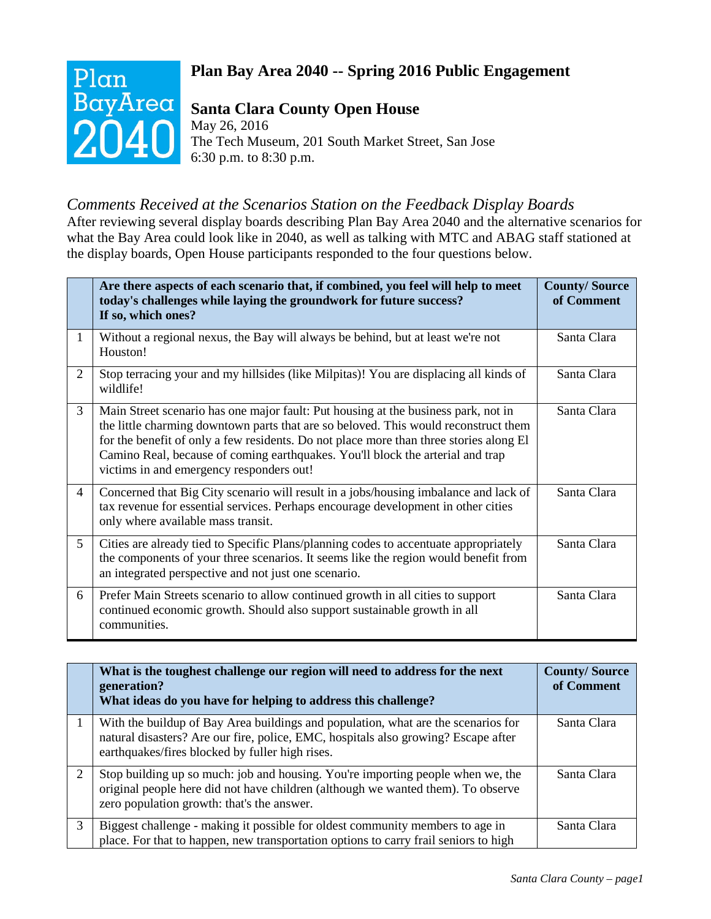# Plan Bay Area 2040 -- Spring 2016 Public Engagement

## Santa Clara County Open House

May 26, 2016
The Tech Museum, 201 South Market Street, San Jose
6:30 p.m. to 8:30 p.m.

### *Comments Received at the Scenarios Station on the Feedback Display Boards*

After reviewing several display boards describing Plan Bay Area 2040 and the alternative scenarios for what the Bay Area could look like in 2040, as well as talking with MTC and ABAG staff stationed at the display boards, Open House participants responded to the four questions below.

| | **Are there aspects of each scenario that, if combined, you feel will help to meet today's challenges while laying the groundwork for future success? If so, which ones?** | **County/ Source of Comment** |
|---|---|---|
| 1 | Without a regional nexus, the Bay will always be behind, but at least we're not Houston! | Santa Clara |
| 2 | Stop terracing your and my hillsides (like Milpitas)! You are displacing all kinds of wildlife! | Santa Clara |
| 3 | Main Street scenario has one major fault: Put housing at the business park, not in the little charming downtown parts that are so beloved. This would reconstruct them for the benefit of only a few residents. Do not place more than three stories along El Camino Real, because of coming earthquakes. You'll block the arterial and trap victims in and emergency responders out! | Santa Clara |
| 4 | Concerned that Big City scenario will result in a jobs/housing imbalance and lack of tax revenue for essential services. Perhaps encourage development in other cities only where available mass transit. | Santa Clara |
| 5 | Cities are already tied to Specific Plans/planning codes to accentuate appropriately the components of your three scenarios. It seems like the region would benefit from an integrated perspective and not just one scenario. | Santa Clara |
| 6 | Prefer Main Streets scenario to allow continued growth in all cities to support continued economic growth. Should also support sustainable growth in all communities. | Santa Clara |

| | **What is the toughest challenge our region will need to address for the next generation? What ideas do you have for helping to address this challenge?** | **County/ Source of Comment** |
|---|---|---|
| 1 | With the buildup of Bay Area buildings and population, what are the scenarios for natural disasters? Are our fire, police, EMC, hospitals also growing? Escape after earthquakes/fires blocked by fuller high rises. | Santa Clara |
| 2 | Stop building up so much: job and housing. You're importing people when we, the original people here did not have children (although we wanted them). To observe zero population growth: that's the answer. | Santa Clara |
| 3 | Biggest challenge - making it possible for oldest community members to age in place. For that to happen, new transportation options to carry frail seniors to high | Santa Clara |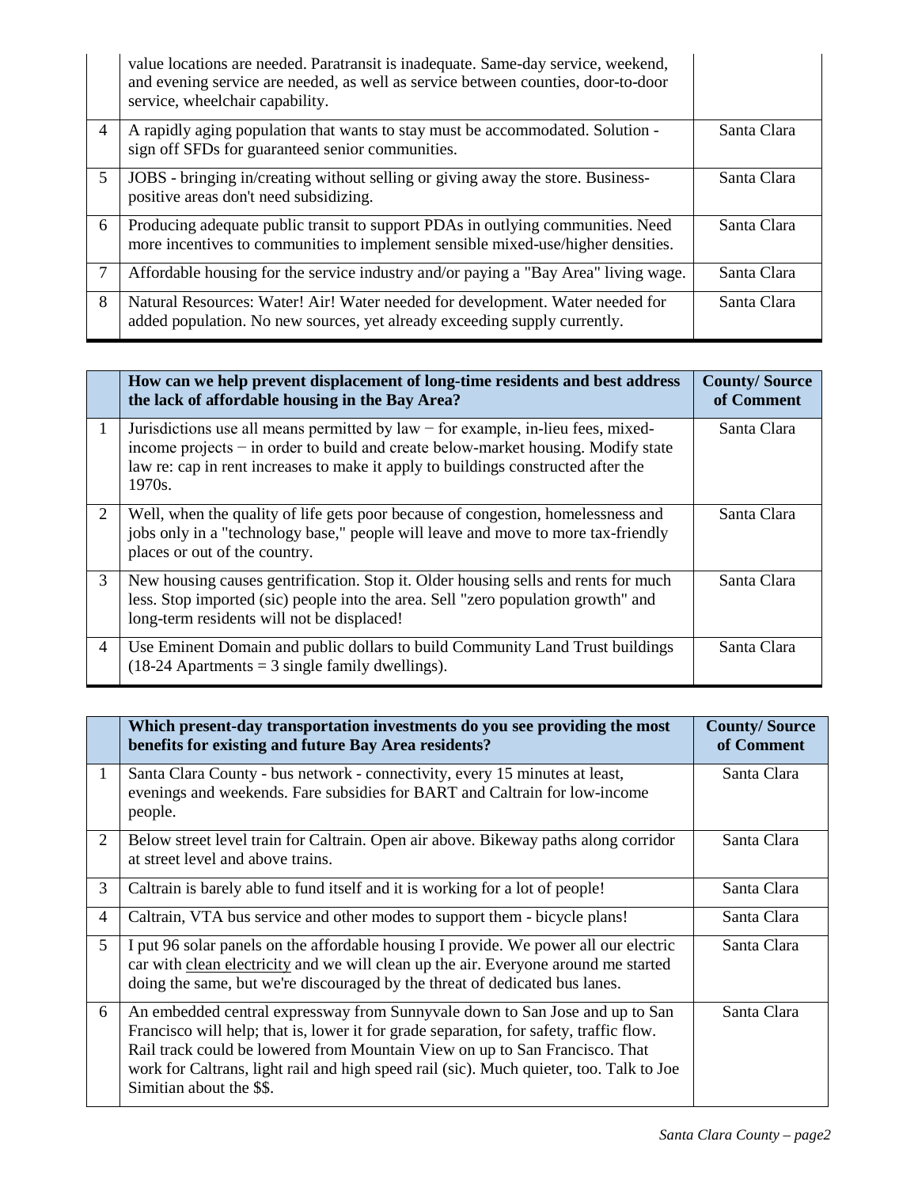| | | |
|---|---|---|
| | value locations are needed. Paratransit is inadequate. Same-day service, weekend, and evening service are needed, as well as service between counties, door-to-door service, wheelchair capability. | |
| 4 | A rapidly aging population that wants to stay must be accommodated. Solution - sign off SFDs for guaranteed senior communities. | Santa Clara |
| 5 | JOBS - bringing in/creating without selling or giving away the store. Business-positive areas don't need subsidizing. | Santa Clara |
| 6 | Producing adequate public transit to support PDAs in outlying communities. Need more incentives to communities to implement sensible mixed-use/higher densities. | Santa Clara |
| 7 | Affordable housing for the service industry and/or paying a "Bay Area" living wage. | Santa Clara |
| 8 | Natural Resources: Water! Air! Water needed for development. Water needed for added population. No new sources, yet already exceeding supply currently. | Santa Clara |

| | How can we help prevent displacement of long-time residents and best address the lack of affordable housing in the Bay Area? | County/ Source of Comment |
|---|---|---|
| 1 | Jurisdictions use all means permitted by law − for example, in-lieu fees, mixed-income projects − in order to build and create below-market housing. Modify state law re: cap in rent increases to make it apply to buildings constructed after the 1970s. | Santa Clara |
| 2 | Well, when the quality of life gets poor because of congestion, homelessness and jobs only in a "technology base," people will leave and move to more tax-friendly places or out of the country. | Santa Clara |
| 3 | New housing causes gentrification. Stop it. Older housing sells and rents for much less. Stop imported (sic) people into the area. Sell "zero population growth" and long-term residents will not be displaced! | Santa Clara |
| 4 | Use Eminent Domain and public dollars to build Community Land Trust buildings (18-24 Apartments = 3 single family dwellings). | Santa Clara |

| | Which present-day transportation investments do you see providing the most benefits for existing and future Bay Area residents? | County/ Source of Comment |
|---|---|---|
| 1 | Santa Clara County - bus network - connectivity, every 15 minutes at least, evenings and weekends. Fare subsidies for BART and Caltrain for low-income people. | Santa Clara |
| 2 | Below street level train for Caltrain. Open air above. Bikeway paths along corridor at street level and above trains. | Santa Clara |
| 3 | Caltrain is barely able to fund itself and it is working for a lot of people! | Santa Clara |
| 4 | Caltrain, VTA bus service and other modes to support them - bicycle plans! | Santa Clara |
| 5 | I put 96 solar panels on the affordable housing I provide. We power all our electric car with clean electricity and we will clean up the air. Everyone around me started doing the same, but we're discouraged by the threat of dedicated bus lanes. | Santa Clara |
| 6 | An embedded central expressway from Sunnyvale down to San Jose and up to San Francisco will help; that is, lower it for grade separation, for safety, traffic flow. Rail track could be lowered from Mountain View on up to San Francisco. That work for Caltrans, light rail and high speed rail (sic). Much quieter, too. Talk to Joe Simitian about the $$. | Santa Clara |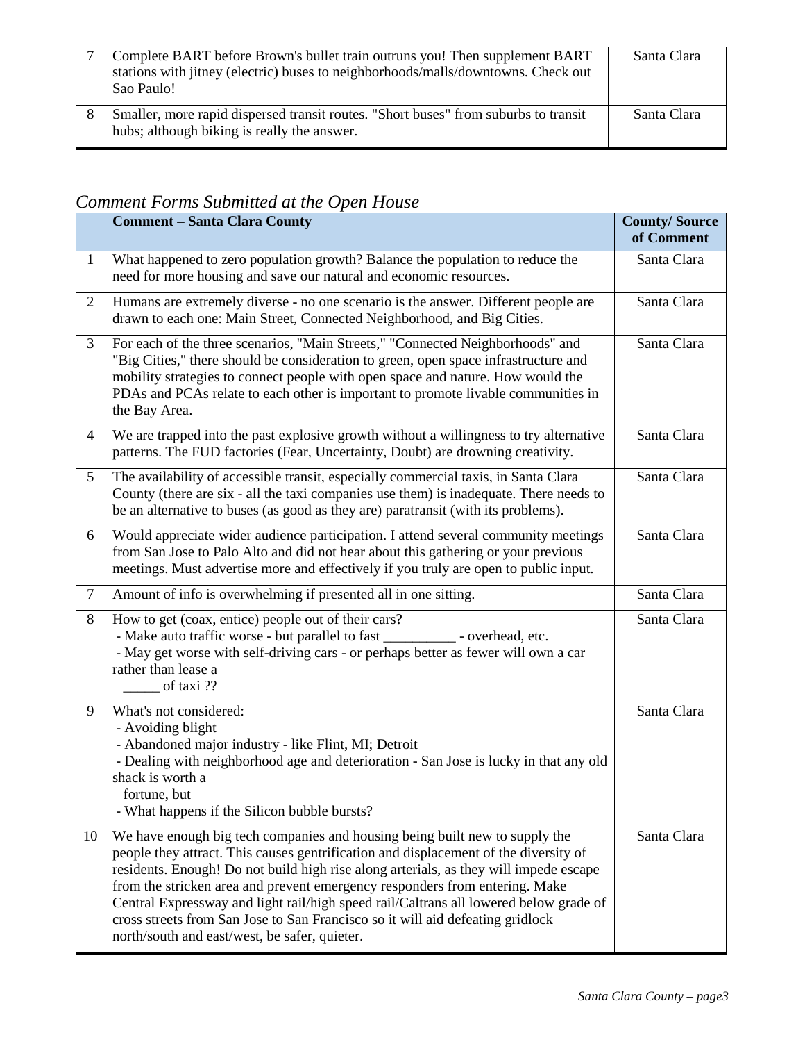| | | |
|---|---|---|
| 7 | Complete BART before Brown's bullet train outruns you! Then supplement BART stations with jitney (electric) buses to neighborhoods/malls/downtowns. Check out Sao Paulo! | Santa Clara |
| 8 | Smaller, more rapid dispersed transit routes. "Short buses" from suburbs to transit hubs; although biking is really the answer. | Santa Clara |

## *Comment Forms Submitted at the Open House*

| | Comment – Santa Clara County | County/ Source of Comment |
|---|---|---|
| 1 | What happened to zero population growth? Balance the population to reduce the need for more housing and save our natural and economic resources. | Santa Clara |
| 2 | Humans are extremely diverse - no one scenario is the answer. Different people are drawn to each one: Main Street, Connected Neighborhood, and Big Cities. | Santa Clara |
| 3 | For each of the three scenarios, "Main Streets," "Connected Neighborhoods" and "Big Cities," there should be consideration to green, open space infrastructure and mobility strategies to connect people with open space and nature. How would the PDAs and PCAs relate to each other is important to promote livable communities in the Bay Area. | Santa Clara |
| 4 | We are trapped into the past explosive growth without a willingness to try alternative patterns. The FUD factories (Fear, Uncertainty, Doubt) are drowning creativity. | Santa Clara |
| 5 | The availability of accessible transit, especially commercial taxis, in Santa Clara County (there are six - all the taxi companies use them) is inadequate. There needs to be an alternative to buses (as good as they are) paratransit (with its problems). | Santa Clara |
| 6 | Would appreciate wider audience participation. I attend several community meetings from San Jose to Palo Alto and did not hear about this gathering or your previous meetings. Must advertise more and effectively if you truly are open to public input. | Santa Clara |
| 7 | Amount of info is overwhelming if presented all in one sitting. | Santa Clara |
| 8 | How to get (coax, entice) people out of their cars?<br>- Make auto traffic worse - but parallel to fast __________ - overhead, etc.<br>- May get worse with self-driving cars - or perhaps better as fewer will <u>own</u> a car rather than lease a _____ of taxi ?? | Santa Clara |
| 9 | What's <u>not</u> considered:<br>- Avoiding blight<br>- Abandoned major industry - like Flint, MI; Detroit<br>- Dealing with neighborhood age and deterioration - San Jose is lucky in that <u>any</u> old shack is worth a fortune, but<br>- What happens if the Silicon bubble bursts? | Santa Clara |
| 10 | We have enough big tech companies and housing being built new to supply the people they attract. This causes gentrification and displacement of the diversity of residents. Enough! Do not build high rise along arterials, as they will impede escape from the stricken area and prevent emergency responders from entering. Make Central Expressway and light rail/high speed rail/Caltrans all lowered below grade of cross streets from San Jose to San Francisco so it will aid defeating gridlock north/south and east/west, be safer, quieter. | Santa Clara |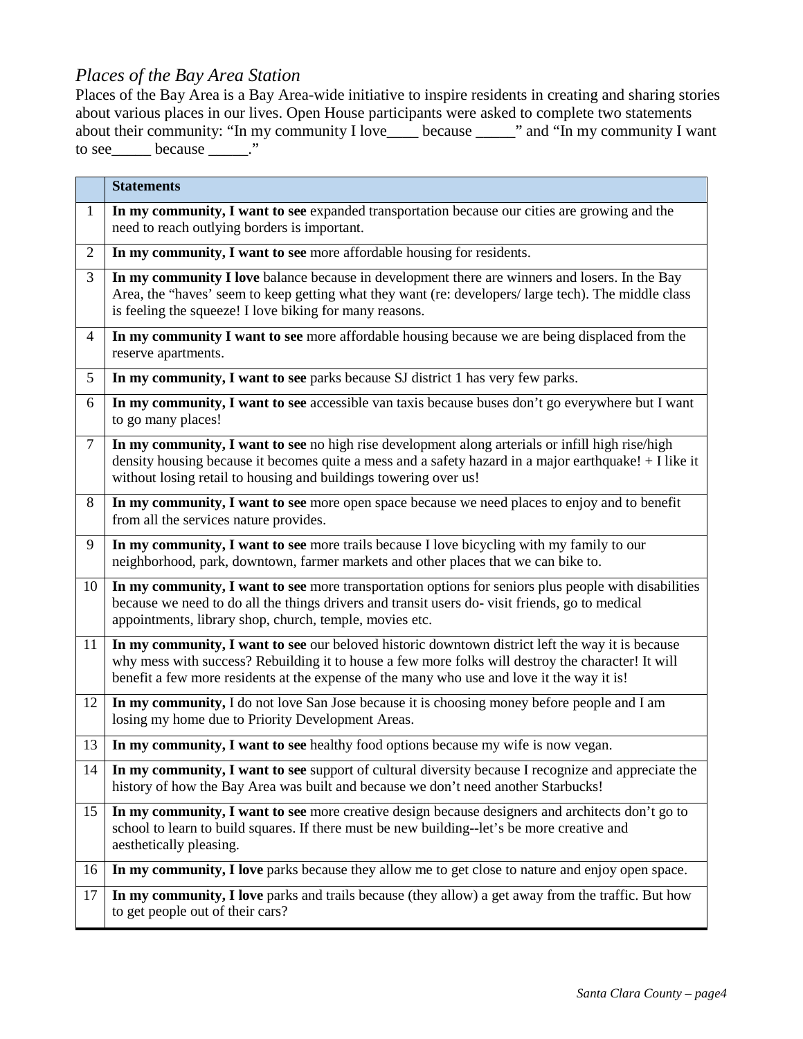*Places of the Bay Area Station*

Places of the Bay Area is a Bay Area-wide initiative to inspire residents in creating and sharing stories about various places in our lives. Open House participants were asked to complete two statements about their community: "In my community I love____ because _____" and "In my community I want to see_____ because _____."

| | Statements |
|---|---|
| 1 | **In my community, I want to see** expanded transportation because our cities are growing and the need to reach outlying borders is important. |
| 2 | **In my community, I want to see** more affordable housing for residents. |
| 3 | **In my community I love** balance because in development there are winners and losers. In the Bay Area, the "haves' seem to keep getting what they want (re: developers/ large tech). The middle class is feeling the squeeze! I love biking for many reasons. |
| 4 | **In my community I want to see** more affordable housing because we are being displaced from the reserve apartments. |
| 5 | **In my community, I want to see** parks because SJ district 1 has very few parks. |
| 6 | **In my community, I want to see** accessible van taxis because buses don't go everywhere but I want to go many places! |
| 7 | **In my community, I want to see** no high rise development along arterials or infill high rise/high density housing because it becomes quite a mess and a safety hazard in a major earthquake! + I like it without losing retail to housing and buildings towering over us! |
| 8 | **In my community, I want to see** more open space because we need places to enjoy and to benefit from all the services nature provides. |
| 9 | **In my community, I want to see** more trails because I love bicycling with my family to our neighborhood, park, downtown, farmer markets and other places that we can bike to. |
| 10 | **In my community, I want to see** more transportation options for seniors plus people with disabilities because we need to do all the things drivers and transit users do- visit friends, go to medical appointments, library shop, church, temple, movies etc. |
| 11 | **In my community, I want to see** our beloved historic downtown district left the way it is because why mess with success? Rebuilding it to house a few more folks will destroy the character! It will benefit a few more residents at the expense of the many who use and love it the way it is! |
| 12 | **In my community,** I do not love San Jose because it is choosing money before people and I am losing my home due to Priority Development Areas. |
| 13 | **In my community, I want to see** healthy food options because my wife is now vegan. |
| 14 | **In my community, I want to see** support of cultural diversity because I recognize and appreciate the history of how the Bay Area was built and because we don't need another Starbucks! |
| 15 | **In my community, I want to see** more creative design because designers and architects don't go to school to learn to build squares. If there must be new building--let's be more creative and aesthetically pleasing. |
| 16 | **In my community, I love** parks because they allow me to get close to nature and enjoy open space. |
| 17 | **In my community, I love** parks and trails because (they allow) a get away from the traffic. But how to get people out of their cars? |